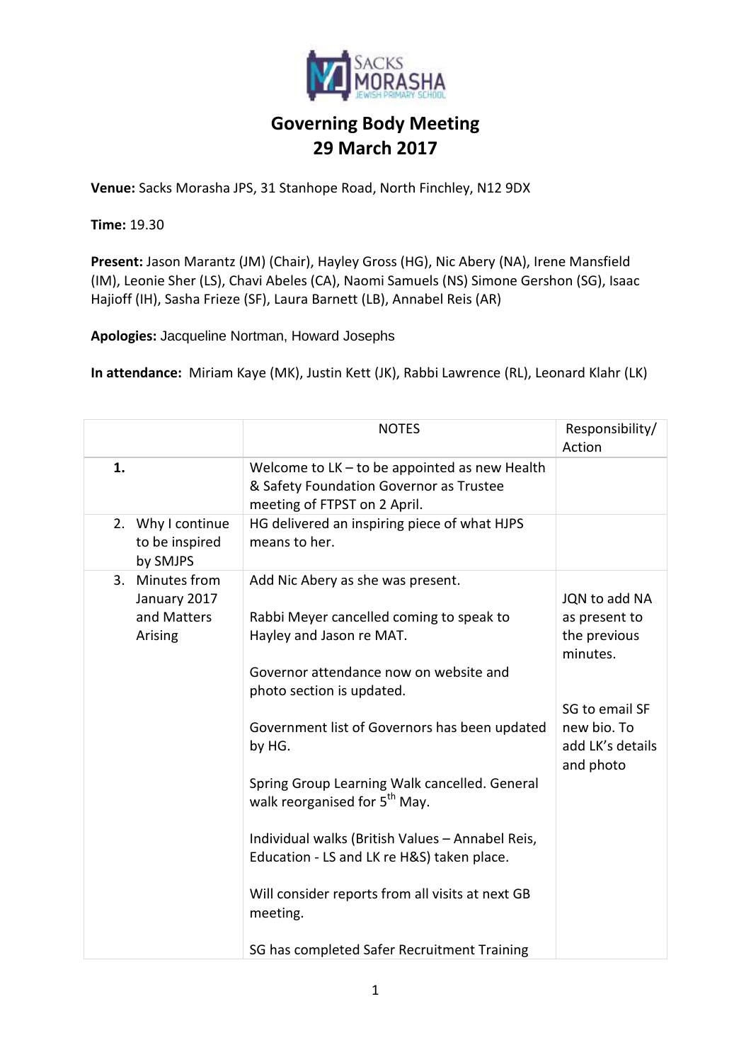# Governing Body Meeting
# 29 March 2017

**Venue:** Sacks Morasha JPS, 31 Stanhope Road, North Finchley, N12 9DX

**Time:** 19.30

**Present:** Jason Marantz (JM) (Chair), Hayley Gross (HG), Nic Abery (NA), Irene Mansfield (IM), Leonie Sher (LS), Chavi Abeles (CA), Naomi Samuels (NS) Simone Gershon (SG), Isaac Hajioff (IH), Sasha Frieze (SF), Laura Barnett (LB), Annabel Reis (AR)

**Apologies:** Jacqueline Nortman, Howard Josephs

**In attendance:** Miriam Kaye (MK), Justin Kett (JK), Rabbi Lawrence (RL), Leonard Klahr (LK)

| | NOTES | Responsibility/ Action |
|---|---|---|
| **1.** | Welcome to LK – to be appointed as new Health & Safety Foundation Governor as Trustee meeting of FTPST on 2 April. | |
| 2. Why I continue to be inspired by SMJPS | HG delivered an inspiring piece of what HJPS means to her. | |
| 3. Minutes from January 2017 and Matters Arising | Add Nic Abery as she was present.<br><br>Rabbi Meyer cancelled coming to speak to Hayley and Jason re MAT.<br><br>Governor attendance now on website and photo section is updated.<br><br>Government list of Governors has been updated by HG.<br><br>Spring Group Learning Walk cancelled. General walk reorganised for 5th May.<br><br>Individual walks (British Values – Annabel Reis, Education - LS and LK re H&S) taken place.<br><br>Will consider reports from all visits at next GB meeting.<br><br>SG has completed Safer Recruitment Training | JQN to add NA as present to the previous minutes.<br><br>SG to email SF new bio. To add LK's details and photo |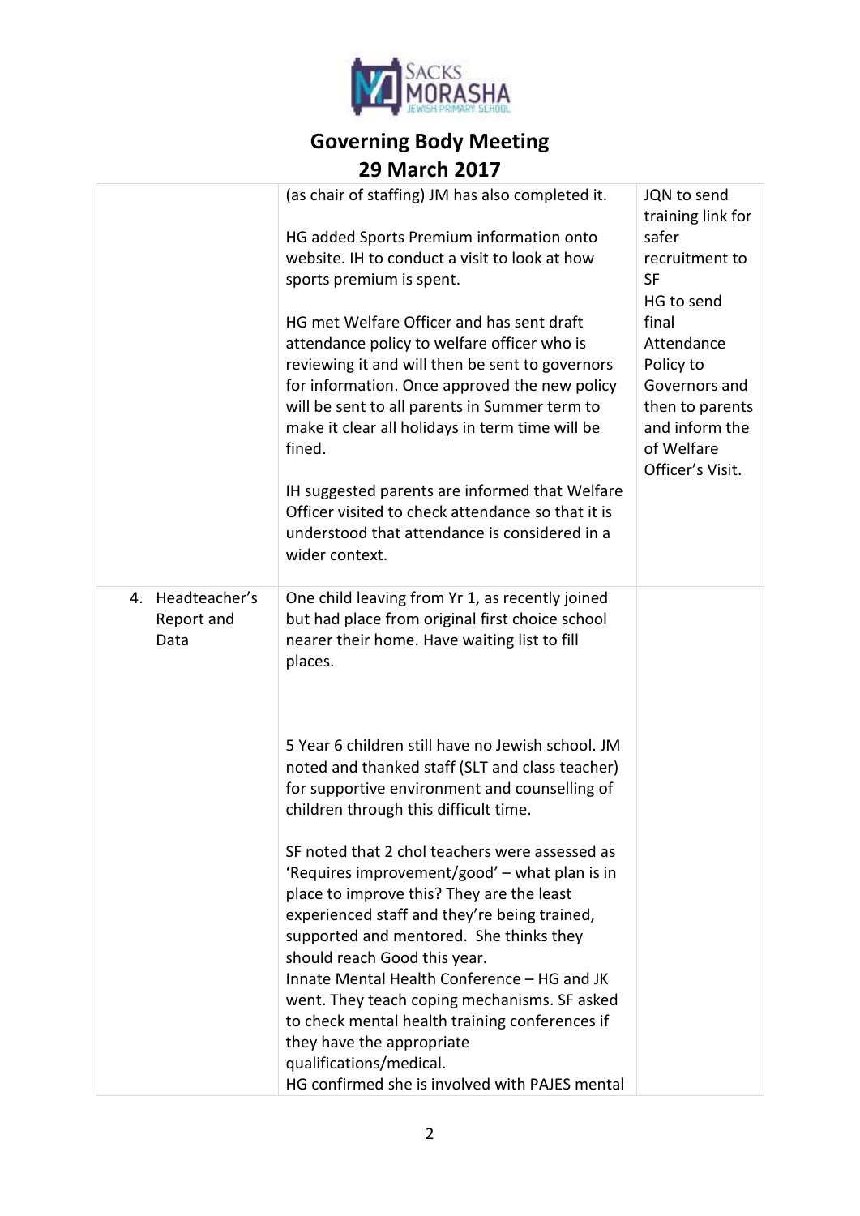# Governing Body Meeting
## 29 March 2017

| | | |
|---|---|---|
| | (as chair of staffing) JM has also completed it.<br><br>HG added Sports Premium information onto website. IH to conduct a visit to look at how sports premium is spent.<br><br>HG met Welfare Officer and has sent draft attendance policy to welfare officer who is reviewing it and will then be sent to governors for information. Once approved the new policy will be sent to all parents in Summer term to make it clear all holidays in term time will be fined.<br><br>IH suggested parents are informed that Welfare Officer visited to check attendance so that it is understood that attendance is considered in a wider context. | JQN to send training link for safer recruitment to SF<br>HG to send final Attendance Policy to Governors and then to parents and inform the of Welfare Officer's Visit. |
| 4. Headteacher's Report and Data | One child leaving from Yr 1, as recently joined but had place from original first choice school nearer their home. Have waiting list to fill places.<br><br>5 Year 6 children still have no Jewish school. JM noted and thanked staff (SLT and class teacher) for supportive environment and counselling of children through this difficult time.<br><br>SF noted that 2 chol teachers were assessed as 'Requires improvement/good' – what plan is in place to improve this? They are the least experienced staff and they're being trained, supported and mentored. She thinks they should reach Good this year.<br>Innate Mental Health Conference – HG and JK went. They teach coping mechanisms. SF asked to check mental health training conferences if they have the appropriate qualifications/medical.<br>HG confirmed she is involved with PAJES mental | |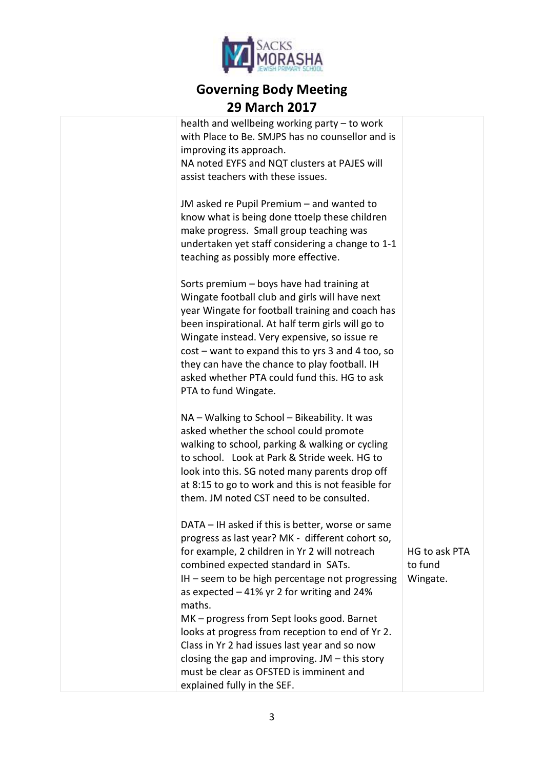# Governing Body Meeting

## 29 March 2017

| | | |
|---|---|---|
| | health and wellbeing working party – to work with Place to Be. SMJPS has no counsellor and is improving its approach.<br>NA noted EYFS and NQT clusters at PAJES will assist teachers with these issues.<br><br>JM asked re Pupil Premium – and wanted to know what is being done ttoelp these children make progress. Small group teaching was undertaken yet staff considering a change to 1-1 teaching as possibly more effective.<br><br>Sorts premium – boys have had training at Wingate football club and girls will have next year Wingate for football training and coach has been inspirational. At half term girls will go to Wingate instead. Very expensive, so issue re cost – want to expand this to yrs 3 and 4 too, so they can have the chance to play football. IH asked whether PTA could fund this. HG to ask PTA to fund Wingate.<br><br>NA – Walking to School – Bikeability. It was asked whether the school could promote walking to school, parking & walking or cycling to school. Look at Park & Stride week. HG to look into this. SG noted many parents drop off at 8:15 to go to work and this is not feasible for them. JM noted CST need to be consulted.<br><br>DATA – IH asked if this is better, worse or same progress as last year? MK - different cohort so, for example, 2 children in Yr 2 will notreach combined expected standard in SATs.<br>IH – seem to be high percentage not progressing as expected – 41% yr 2 for writing and 24% maths.<br>MK – progress from Sept looks good. Barnet looks at progress from reception to end of Yr 2. Class in Yr 2 had issues last year and so now closing the gap and improving. JM – this story must be clear as OFSTED is imminent and explained fully in the SEF. | HG to ask PTA to fund Wingate. |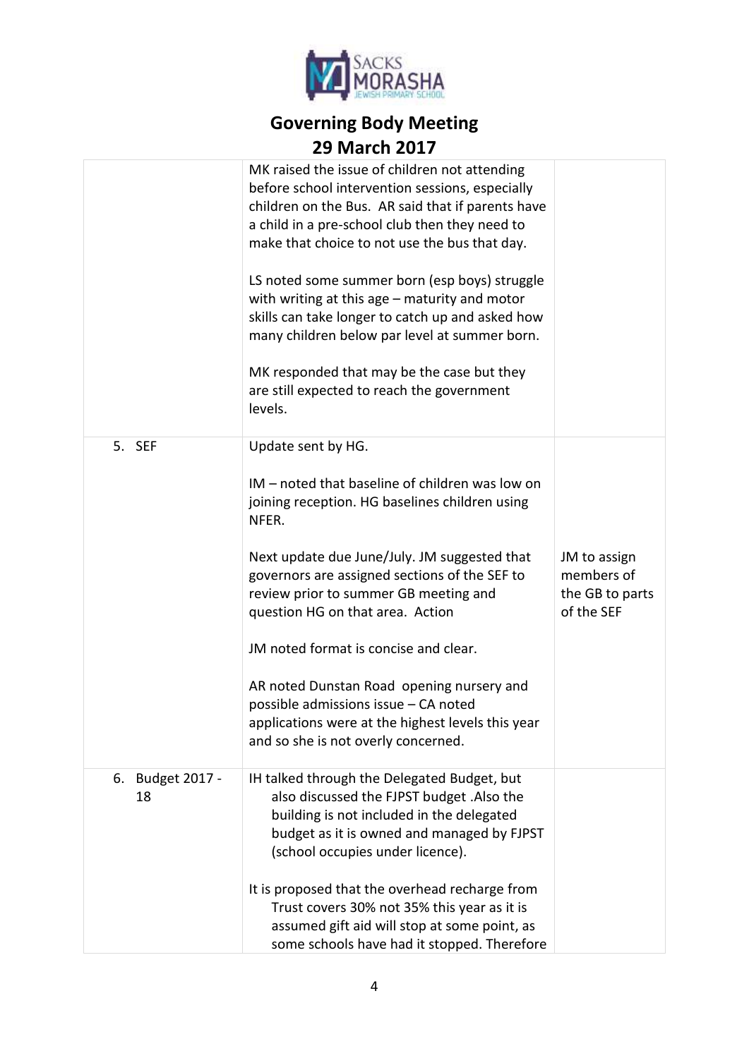# Governing Body Meeting

## 29 March 2017

| | | |
|---|---|---|
| | MK raised the issue of children not attending before school intervention sessions, especially children on the Bus. AR said that if parents have a child in a pre-school club then they need to make that choice to not use the bus that day.<br><br>LS noted some summer born (esp boys) struggle with writing at this age – maturity and motor skills can take longer to catch up and asked how many children below par level at summer born.<br><br>MK responded that may be the case but they are still expected to reach the government levels. | |
| 5. SEF | Update sent by HG.<br><br>IM – noted that baseline of children was low on joining reception. HG baselines children using NFER.<br><br>Next update due June/July. JM suggested that governors are assigned sections of the SEF to review prior to summer GB meeting and question HG on that area. Action<br><br>JM noted format is concise and clear.<br><br>AR noted Dunstan Road opening nursery and possible admissions issue – CA noted applications were at the highest levels this year and so she is not overly concerned. | JM to assign members of the GB to parts of the SEF |
| 6. Budget 2017 - 18 | IH talked through the Delegated Budget, but also discussed the FJPST budget .Also the building is not included in the delegated budget as it is owned and managed by FJPST (school occupies under licence).<br><br>It is proposed that the overhead recharge from Trust covers 30% not 35% this year as it is assumed gift aid will stop at some point, as some schools have had it stopped. Therefore | |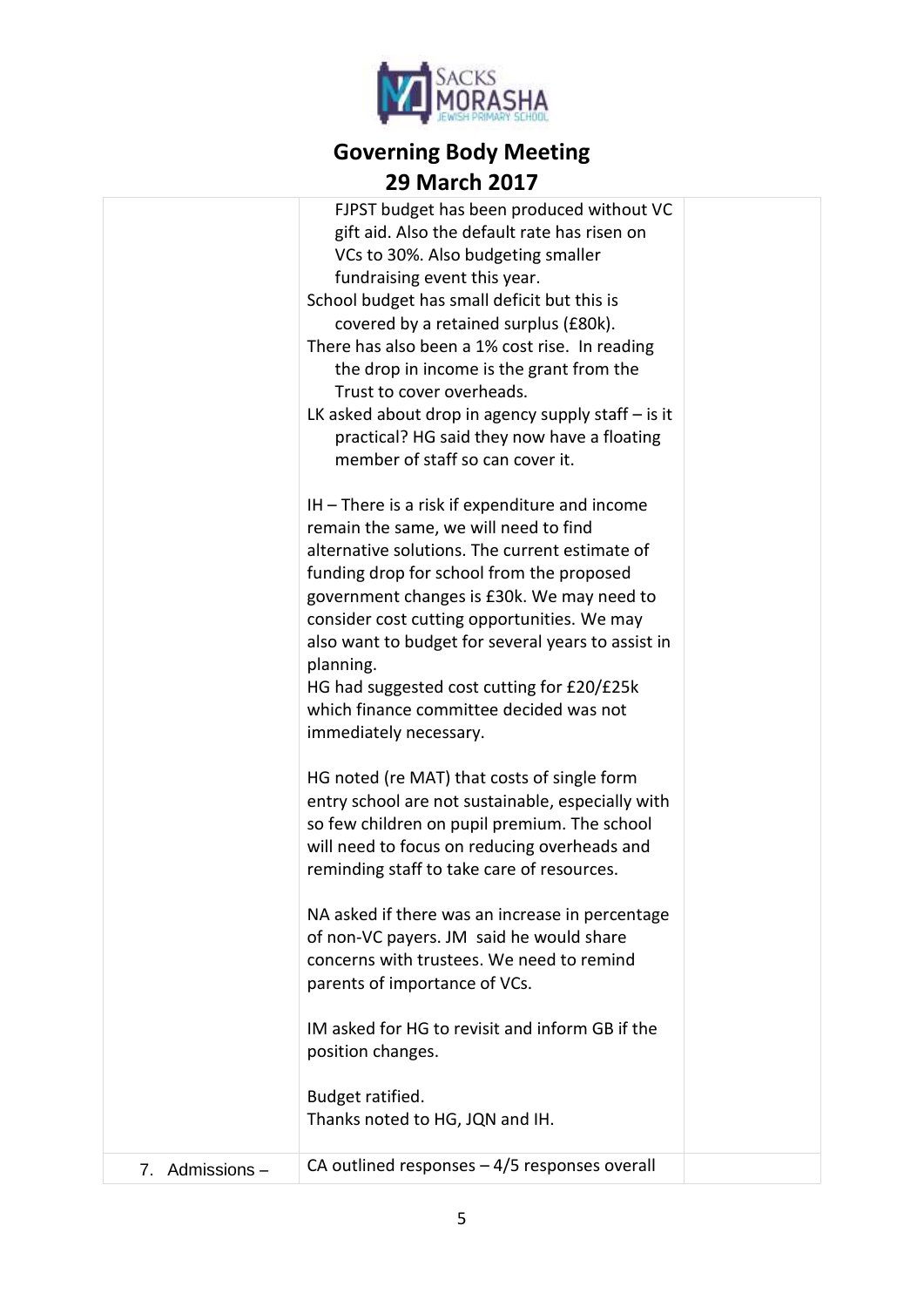# Governing Body Meeting

## 29 March 2017

| | | |
|---|---|---|
| | FJPST budget has been produced without VC gift aid. Also the default rate has risen on VCs to 30%. Also budgeting smaller fundraising event this year.<br>School budget has small deficit but this is covered by a retained surplus (£80k).<br>There has also been a 1% cost rise. In reading the drop in income is the grant from the Trust to cover overheads.<br>LK asked about drop in agency supply staff – is it practical? HG said they now have a floating member of staff so can cover it.<br><br>IH – There is a risk if expenditure and income remain the same, we will need to find alternative solutions. The current estimate of funding drop for school from the proposed government changes is £30k. We may need to consider cost cutting opportunities. We may also want to budget for several years to assist in planning.<br>HG had suggested cost cutting for £20/£25k which finance committee decided was not immediately necessary.<br><br>HG noted (re MAT) that costs of single form entry school are not sustainable, especially with so few children on pupil premium. The school will need to focus on reducing overheads and reminding staff to take care of resources.<br><br>NA asked if there was an increase in percentage of non-VC payers. JM said he would share concerns with trustees. We need to remind parents of importance of VCs.<br><br>IM asked for HG to revisit and inform GB if the position changes.<br><br>Budget ratified.<br>Thanks noted to HG, JQN and IH. | |
| 7. Admissions – | CA outlined responses – 4/5 responses overall | |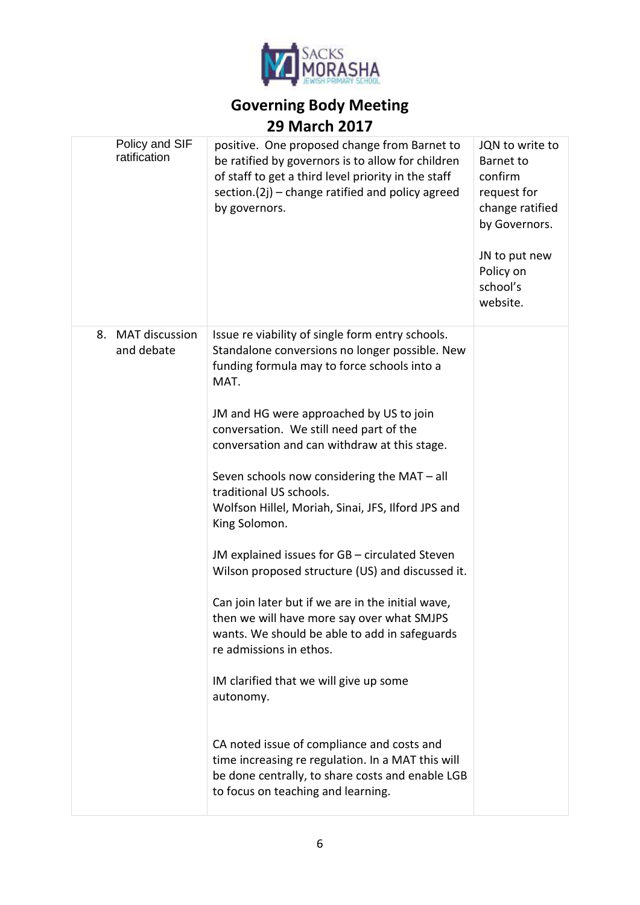# Governing Body Meeting

## 29 March 2017

| | | |
|---|---|---|
| Policy and SIF ratification | positive. One proposed change from Barnet to be ratified by governors is to allow for children of staff to get a third level priority in the staff section.(2j) – change ratified and policy agreed by governors. | JQN to write to Barnet to confirm request for change ratified by Governors.<br><br>JN to put new Policy on school's website. |
| 8. MAT discussion and debate | Issue re viability of single form entry schools. Standalone conversions no longer possible. New funding formula may to force schools into a MAT.<br><br>JM and HG were approached by US to join conversation. We still need part of the conversation and can withdraw at this stage.<br><br>Seven schools now considering the MAT – all traditional US schools.<br>Wolfson Hillel, Moriah, Sinai, JFS, Ilford JPS and King Solomon.<br><br>JM explained issues for GB – circulated Steven Wilson proposed structure (US) and discussed it.<br><br>Can join later but if we are in the initial wave, then we will have more say over what SMJPS wants. We should be able to add in safeguards re admissions in ethos.<br><br>IM clarified that we will give up some autonomy.<br><br>CA noted issue of compliance and costs and time increasing re regulation. In a MAT this will be done centrally, to share costs and enable LGB to focus on teaching and learning. | |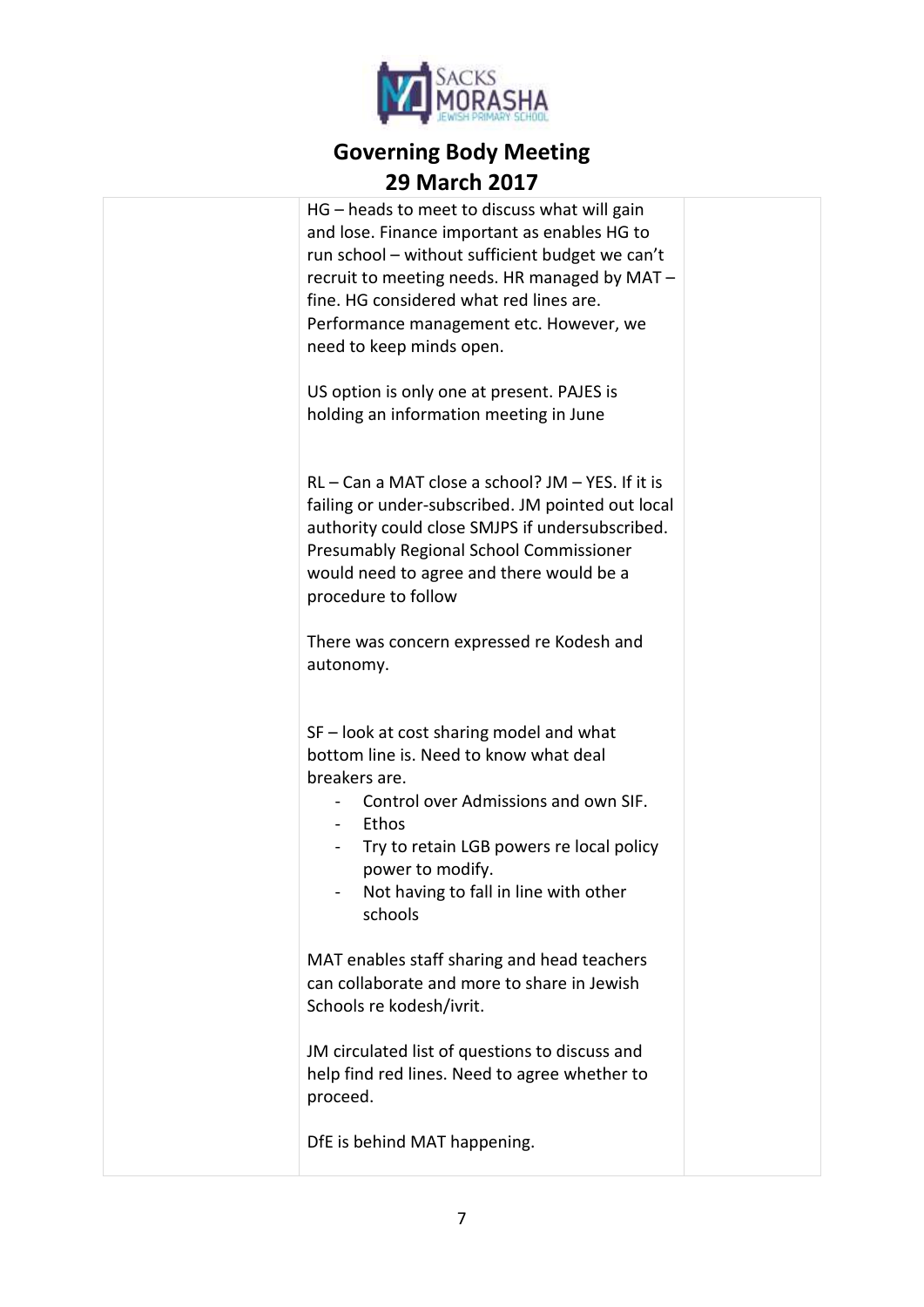# Governing Body Meeting

## 29 March 2017

| | | |
|---|---|---|
| | HG – heads to meet to discuss what will gain and lose. Finance important as enables HG to run school – without sufficient budget we can't recruit to meeting needs. HR managed by MAT – fine. HG considered what red lines are. Performance management etc. However, we need to keep minds open.<br><br>US option is only one at present. PAJES is holding an information meeting in June<br><br>RL – Can a MAT close a school? JM – YES. If it is failing or under-subscribed. JM pointed out local authority could close SMJPS if undersubscribed. Presumably Regional School Commissioner would need to agree and there would be a procedure to follow<br><br>There was concern expressed re Kodesh and autonomy.<br><br>SF – look at cost sharing model and what bottom line is. Need to know what deal breakers are.<br>- Control over Admissions and own SIF.<br>- Ethos<br>- Try to retain LGB powers re local policy power to modify.<br>- Not having to fall in line with other schools<br><br>MAT enables staff sharing and head teachers can collaborate and more to share in Jewish Schools re kodesh/ivrit.<br><br>JM circulated list of questions to discuss and help find red lines. Need to agree whether to proceed.<br><br>DfE is behind MAT happening. | |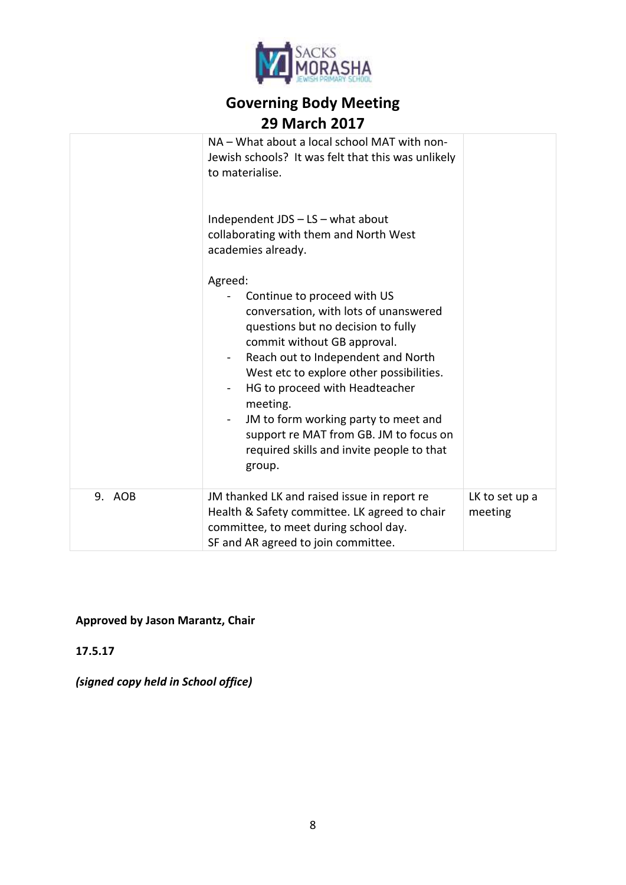# Governing Body Meeting
## 29 March 2017

| | | |
|---|---|---|
| | NA – What about a local school MAT with non-Jewish schools? It was felt that this was unlikely to materialise.<br><br>Independent JDS – LS – what about collaborating with them and North West academies already.<br><br>Agreed:<br>- Continue to proceed with US conversation, with lots of unanswered questions but no decision to fully commit without GB approval.<br>- Reach out to Independent and North West etc to explore other possibilities.<br>- HG to proceed with Headteacher meeting.<br>- JM to form working party to meet and support re MAT from GB. JM to focus on required skills and invite people to that group. | |
| 9. AOB | JM thanked LK and raised issue in report re Health & Safety committee. LK agreed to chair committee, to meet during school day.<br>SF and AR agreed to join committee. | LK to set up a meeting |

**Approved by Jason Marantz, Chair**

**17.5.17**

***(signed copy held in School office)***